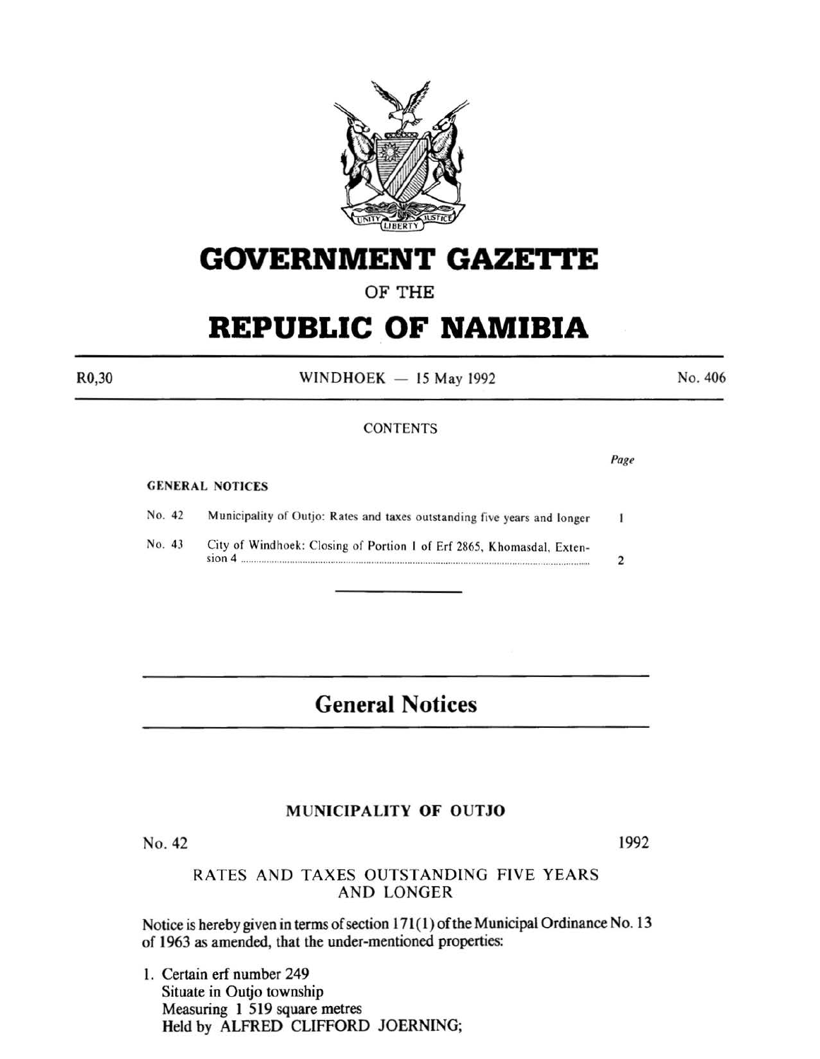# GOVERNMENT GAZETTE

OF THE

# REPUBLIC OF NAMIBIA

R0,30 WINDHOEK — 15 May 1992 No. 406

CONTENTS

| | | Page |
|---|---|---|
| **GENERAL NOTICES** | | |
| No. 42 | Municipality of Outjo: Rates and taxes outstanding five years and longer | 1 |
| No. 43 | City of Windhoek: Closing of Portion 1 of Erf 2865, Khomasdal, Extension 4 | 2 |

## General Notices

### MUNICIPALITY OF OUTJO

No. 42 1992

RATES AND TAXES OUTSTANDING FIVE YEARS AND LONGER

Notice is hereby given in terms of section 171(1) of the Municipal Ordinance No. 13 of 1963 as amended, that the under-mentioned properties:

1. Certain erf number 249
   Situate in Outjo township
   Measuring 1 519 square metres
   Held by ALFRED CLIFFORD JOERNING;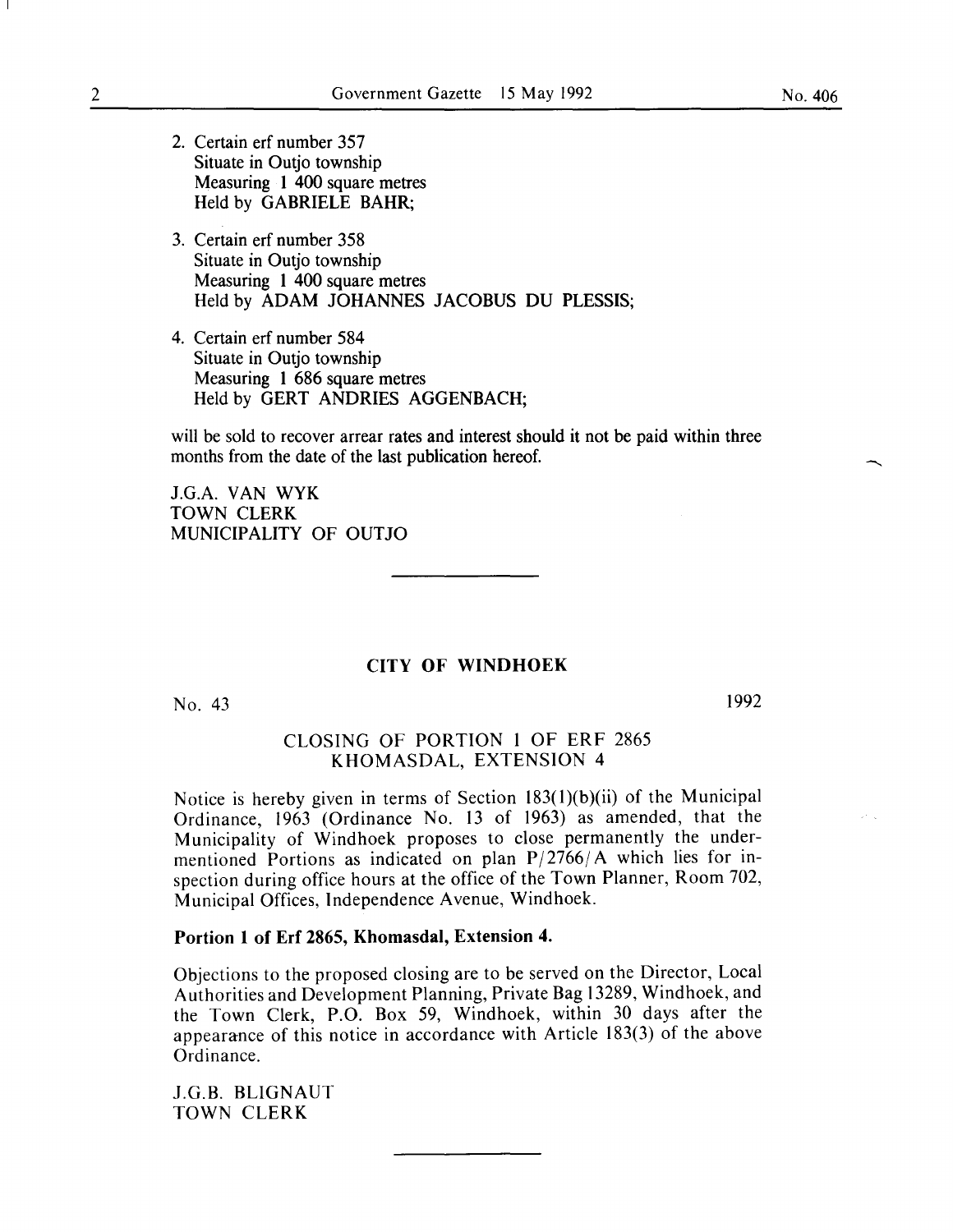2. Certain erf number 357
   Situate in Outjo township
   Measuring 1 400 square metres
   Held by GABRIELE BAHR;

3. Certain erf number 358
   Situate in Outjo township
   Measuring 1 400 square metres
   Held by ADAM JOHANNES JACOBUS DU PLESSIS;

4. Certain erf number 584
   Situate in Outjo township
   Measuring 1 686 square metres
   Held by GERT ANDRIES AGGENBACH;

will be sold to recover arrear rates and interest should it not be paid within three months from the date of the last publication hereof.

J.G.A. VAN WYK
TOWN CLERK
MUNICIPALITY OF OUTJO

---

## CITY OF WINDHOEK

No. 43 1992

### CLOSING OF PORTION 1 OF ERF 2865 KHOMASDAL, EXTENSION 4

Notice is hereby given in terms of Section 183(1)(b)(ii) of the Municipal Ordinance, 1963 (Ordinance No. 13 of 1963) as amended, that the Municipality of Windhoek proposes to close permanently the undermentioned Portions as indicated on plan P/2766/A which lies for inspection during office hours at the office of the Town Planner, Room 702, Municipal Offices, Independence Avenue, Windhoek.

**Portion 1 of Erf 2865, Khomasdal, Extension 4.**

Objections to the proposed closing are to be served on the Director, Local Authorities and Development Planning, Private Bag 13289, Windhoek, and the Town Clerk, P.O. Box 59, Windhoek, within 30 days after the appearance of this notice in accordance with Article 183(3) of the above Ordinance.

J.G.B. BLIGNAUT
TOWN CLERK

---